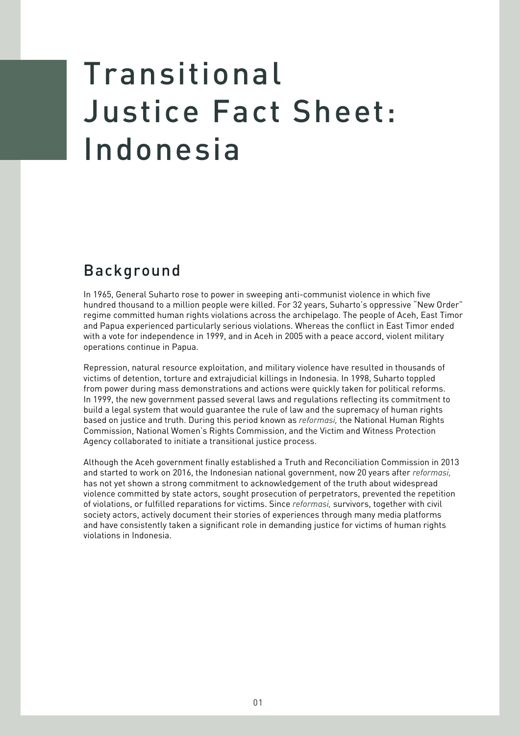# Transitional Justice Fact Sheet: Indonesia

## Background

In 1965, General Suharto rose to power in sweeping anti-communist violence in which five hundred thousand to a million people were killed. For 32 years, Suharto's oppressive "New Order" regime committed human rights violations across the archipelago. The people of Aceh, East Timor and Papua experienced particularly serious violations. Whereas the conflict in East Timor ended with a vote for independence in 1999, and in Aceh in 2005 with a peace accord, violent military operations continue in Papua.

Repression, natural resource exploitation, and military violence have resulted in thousands of victims of detention, torture and extrajudicial killings in Indonesia. In 1998, Suharto toppled from power during mass demonstrations and actions were quickly taken for political reforms. In 1999, the new government passed several laws and regulations reflecting its commitment to build a legal system that would guarantee the rule of law and the supremacy of human rights based on justice and truth. During this period known as *reformasi,* the National Human Rights Commission, National Women's Rights Commission, and the Victim and Witness Protection Agency collaborated to initiate a transitional justice process.

Although the Aceh government finally established a Truth and Reconciliation Commission in 2013 and started to work on 2016, the Indonesian national government, now 20 years after *reformasi,* has not yet shown a strong commitment to acknowledgement of the truth about widespread violence committed by state actors, sought prosecution of perpetrators, prevented the repetition of violations, or fulfilled reparations for victims. Since *reformasi,* survivors, together with civil society actors, actively document their stories of experiences through many media platforms and have consistently taken a significant role in demanding justice for victims of human rights violations in Indonesia.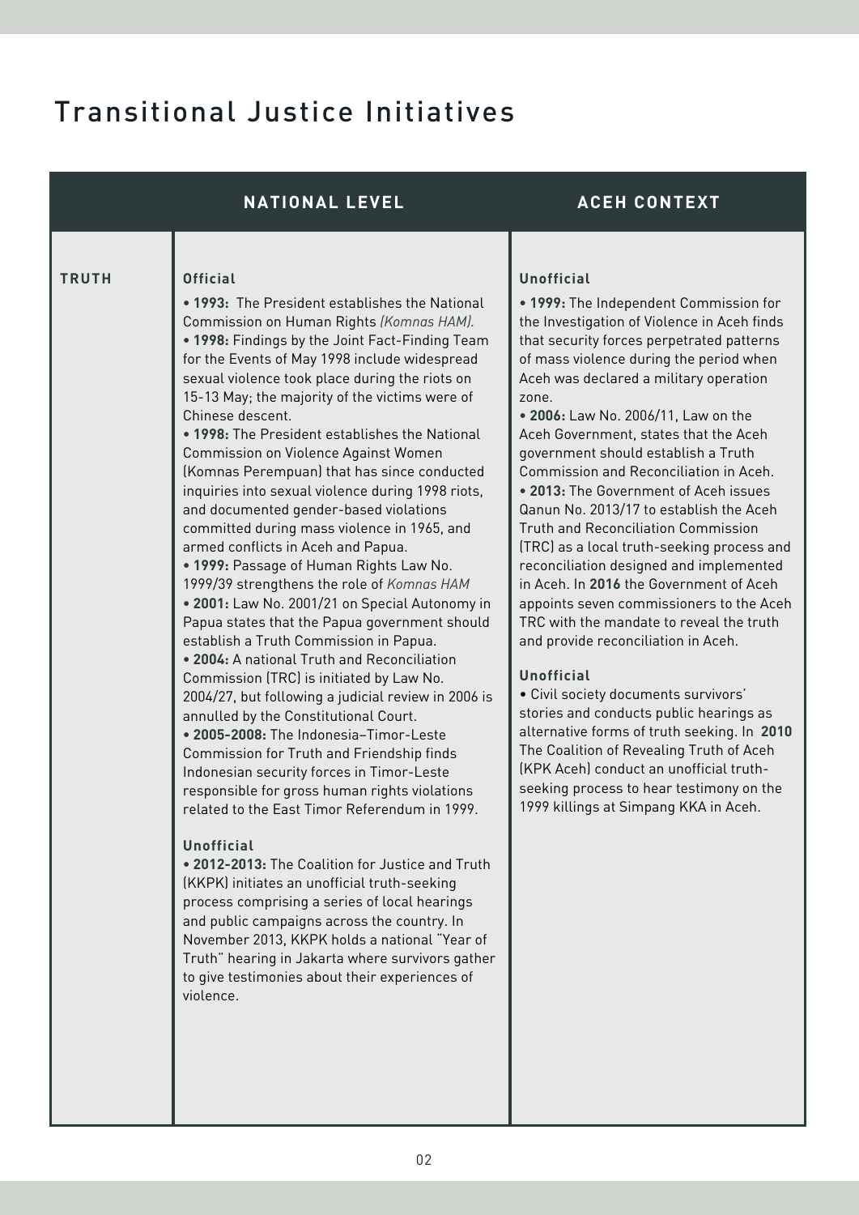# Transitional Justice Initiatives

| | NATIONAL LEVEL | ACEH CONTEXT |
|---|---|---|
| **TRUTH** | **Official**<br>• **1993:** The President establishes the National Commission on Human Rights *(Komnas HAM).*<br>• **1998:** Findings by the Joint Fact-Finding Team for the Events of May 1998 include widespread sexual violence took place during the riots on 15-13 May; the majority of the victims were of Chinese descent.<br>• **1998:** The President establishes the National Commission on Violence Against Women (Komnas Perempuan) that has since conducted inquiries into sexual violence during 1998 riots, and documented gender-based violations committed during mass violence in 1965, and armed conflicts in Aceh and Papua.<br>• **1999:** Passage of Human Rights Law No. 1999/39 strengthens the role of *Komnas HAM*<br>• **2001:** Law No. 2001/21 on Special Autonomy in Papua states that the Papua government should establish a Truth Commission in Papua.<br>• **2004:** A national Truth and Reconciliation Commission (TRC) is initiated by Law No. 2004/27, but following a judicial review in 2006 is annulled by the Constitutional Court.<br>• **2005-2008:** The Indonesia–Timor-Leste Commission for Truth and Friendship finds Indonesian security forces in Timor-Leste responsible for gross human rights violations related to the East Timor Referendum in 1999.<br><br>**Unofficial**<br>• **2012-2013:** The Coalition for Justice and Truth (KKPK) initiates an unofficial truth-seeking process comprising a series of local hearings and public campaigns across the country. In November 2013, KKPK holds a national "Year of Truth" hearing in Jakarta where survivors gather to give testimonies about their experiences of violence. | **Unofficial**<br>• **1999:** The Independent Commission for the Investigation of Violence in Aceh finds that security forces perpetrated patterns of mass violence during the period when Aceh was declared a military operation zone.<br>• **2006:** Law No. 2006/11, Law on the Aceh Government, states that the Aceh government should establish a Truth Commission and Reconciliation in Aceh.<br>• **2013:** The Government of Aceh issues Qanun No. 2013/17 to establish the Aceh Truth and Reconciliation Commission (TRC) as a local truth-seeking process and reconciliation designed and implemented in Aceh. In **2016** the Government of Aceh appoints seven commissioners to the Aceh TRC with the mandate to reveal the truth and provide reconciliation in Aceh.<br><br>**Unofficial**<br>• Civil society documents survivors' stories and conducts public hearings as alternative forms of truth seeking. In **2010** The Coalition of Revealing Truth of Aceh (KPK Aceh) conduct an unofficial truth-seeking process to hear testimony on the 1999 killings at Simpang KKA in Aceh. |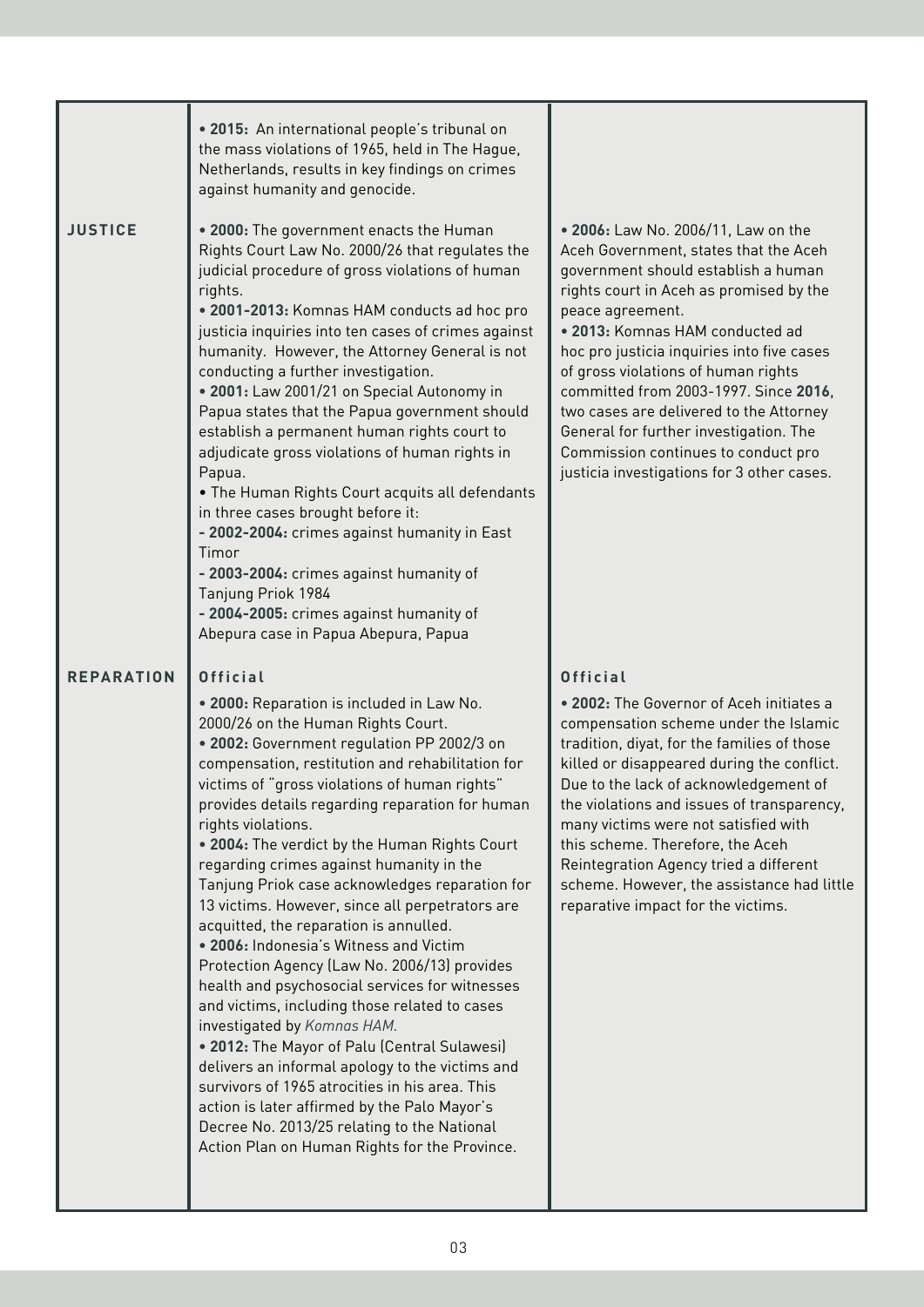| | | |
|---|---|---|
| | • **2015:** An international people's tribunal on the mass violations of 1965, held in The Hague, Netherlands, results in key findings on crimes against humanity and genocide. | |
| **JUSTICE** | • **2000:** The government enacts the Human Rights Court Law No. 2000/26 that regulates the judicial procedure of gross violations of human rights.<br>• **2001-2013:** Komnas HAM conducts ad hoc pro justicia inquiries into ten cases of crimes against humanity. However, the Attorney General is not conducting a further investigation.<br>• **2001:** Law 2001/21 on Special Autonomy in Papua states that the Papua government should establish a permanent human rights court to adjudicate gross violations of human rights in Papua.<br>• The Human Rights Court acquits all defendants in three cases brought before it:<br>- **2002-2004:** crimes against humanity in East Timor<br>- **2003-2004:** crimes against humanity of Tanjung Priok 1984<br>- **2004-2005:** crimes against humanity of Abepura case in Papua Abepura, Papua | • **2006:** Law No. 2006/11, Law on the Aceh Government, states that the Aceh government should establish a human rights court in Aceh as promised by the peace agreement.<br>• **2013:** Komnas HAM conducted ad hoc pro justicia inquiries into five cases of gross violations of human rights committed from 2003-1997. Since **2016**, two cases are delivered to the Attorney General for further investigation. The Commission continues to conduct pro justicia investigations for 3 other cases. |
| **REPARATION** | **Official**<br>• **2000:** Reparation is included in Law No. 2000/26 on the Human Rights Court.<br>• **2002:** Government regulation PP 2002/3 on compensation, restitution and rehabilitation for victims of "gross violations of human rights" provides details regarding reparation for human rights violations.<br>• **2004:** The verdict by the Human Rights Court regarding crimes against humanity in the Tanjung Priok case acknowledges reparation for 13 victims. However, since all perpetrators are acquitted, the reparation is annulled.<br>• **2006:** Indonesia's Witness and Victim Protection Agency (Law No. 2006/13) provides health and psychosocial services for witnesses and victims, including those related to cases investigated by *Komnas HAM.*<br>• **2012:** The Mayor of Palu (Central Sulawesi) delivers an informal apology to the victims and survivors of 1965 atrocities in his area. This action is later affirmed by the Palo Mayor's Decree No. 2013/25 relating to the National Action Plan on Human Rights for the Province. | **Official**<br>• **2002:** The Governor of Aceh initiates a compensation scheme under the Islamic tradition, diyat, for the families of those killed or disappeared during the conflict. Due to the lack of acknowledgement of the violations and issues of transparency, many victims were not satisfied with this scheme. Therefore, the Aceh Reintegration Agency tried a different scheme. However, the assistance had little reparative impact for the victims. |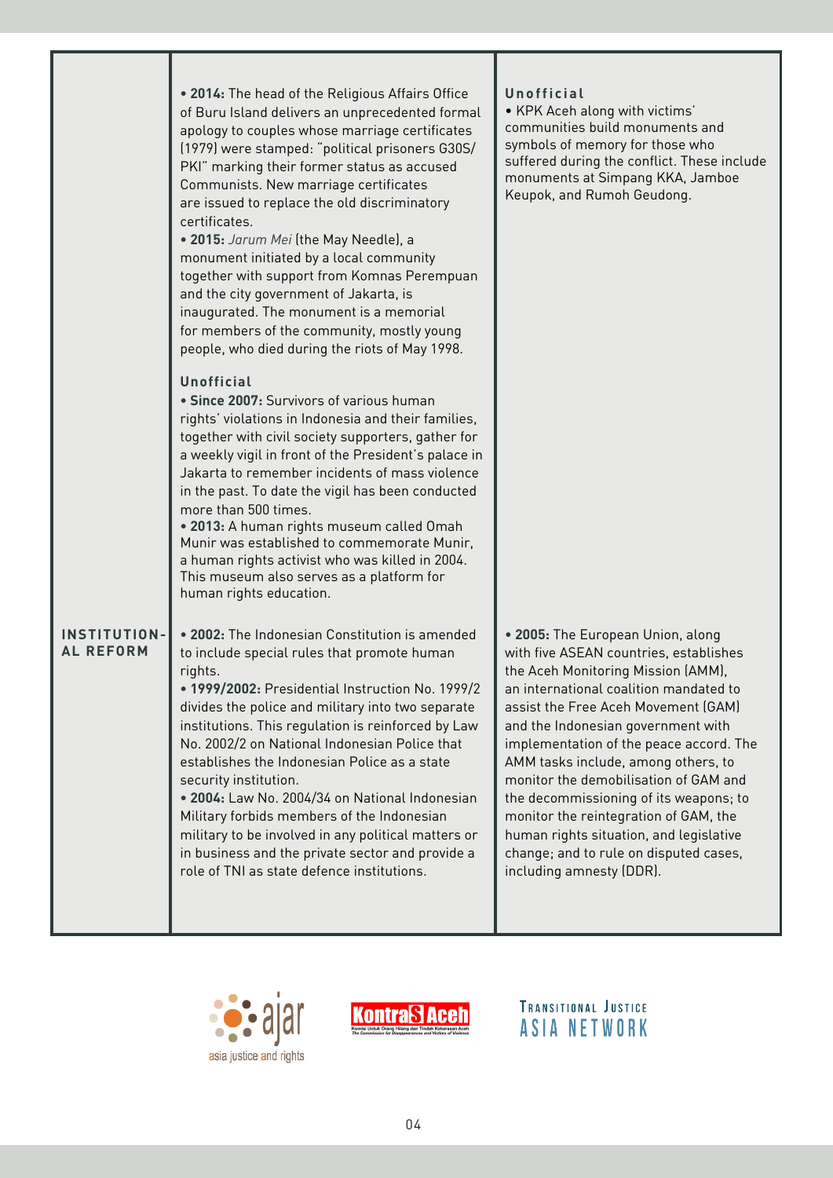| | | |
|---|---|---|
| | • **2014:** The head of the Religious Affairs Office of Buru Island delivers an unprecedented formal apology to couples whose marriage certificates (1979) were stamped: "political prisoners G30S/PKI" marking their former status as accused Communists. New marriage certificates are issued to replace the old discriminatory certificates.<br>• **2015:** *Jarum Mei* (the May Needle), a monument initiated by a local community together with support from Komnas Perempuan and the city government of Jakarta, is inaugurated. The monument is a memorial for members of the community, mostly young people, who died during the riots of May 1998.<br><br>**Unofficial**<br>• **Since 2007:** Survivors of various human rights' violations in Indonesia and their families, together with civil society supporters, gather for a weekly vigil in front of the President's palace in Jakarta to remember incidents of mass violence in the past. To date the vigil has been conducted more than 500 times.<br>• **2013:** A human rights museum called Omah Munir was established to commemorate Munir, a human rights activist who was killed in 2004. This museum also serves as a platform for human rights education. | **Unofficial**<br>• KPK Aceh along with victims' communities build monuments and symbols of memory for those who suffered during the conflict. These include monuments at Simpang KKA, Jamboe Keupok, and Rumoh Geudong. |
| **INSTITUTIONAL REFORM** | • **2002:** The Indonesian Constitution is amended to include special rules that promote human rights.<br>• **1999/2002:** Presidential Instruction No. 1999/2 divides the police and military into two separate institutions. This regulation is reinforced by Law No. 2002/2 on National Indonesian Police that establishes the Indonesian Police as a state security institution.<br>• **2004:** Law No. 2004/34 on National Indonesian Military forbids members of the Indonesian military to be involved in any political matters or in business and the private sector and provide a role of TNI as state defence institutions. | • **2005:** The European Union, along with five ASEAN countries, establishes the Aceh Monitoring Mission (AMM), an international coalition mandated to assist the Free Aceh Movement (GAM) and the Indonesian government with implementation of the peace accord. The AMM tasks include, among others, to monitor the demobilisation of GAM and the decommissioning of its weapons; to monitor the reintegration of GAM, the human rights situation, and legislative change; and to rule on disputed cases, including amnesty (DDR). |

ajar asia justice and rights

KontraS Aceh — Komisi Untuk Orang Hilang dan Tindak Kekerasan Aceh — The Commission for Disappearances and Victims of Violence

Transitional Justice Asia Network